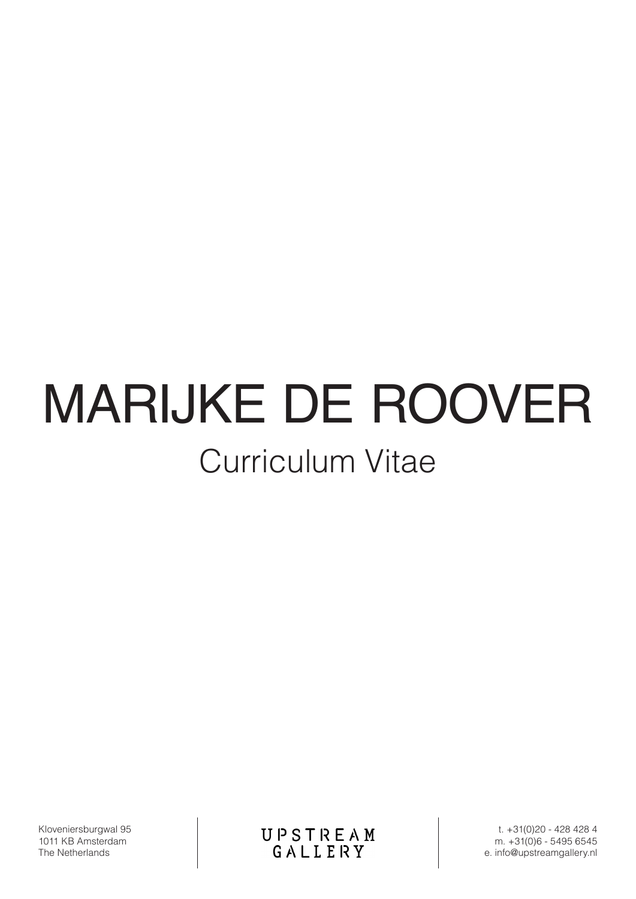# MARIJKE DE ROOVER

## Curriculum Vitae

Kloveniersburgwal 95
1011 KB Amsterdam
The Netherlands

UPSTREAM GALLERY

t. +31(0)20 - 428 428 4
m. +31(0)6 - 5495 6545
e. info@upstreamgallery.nl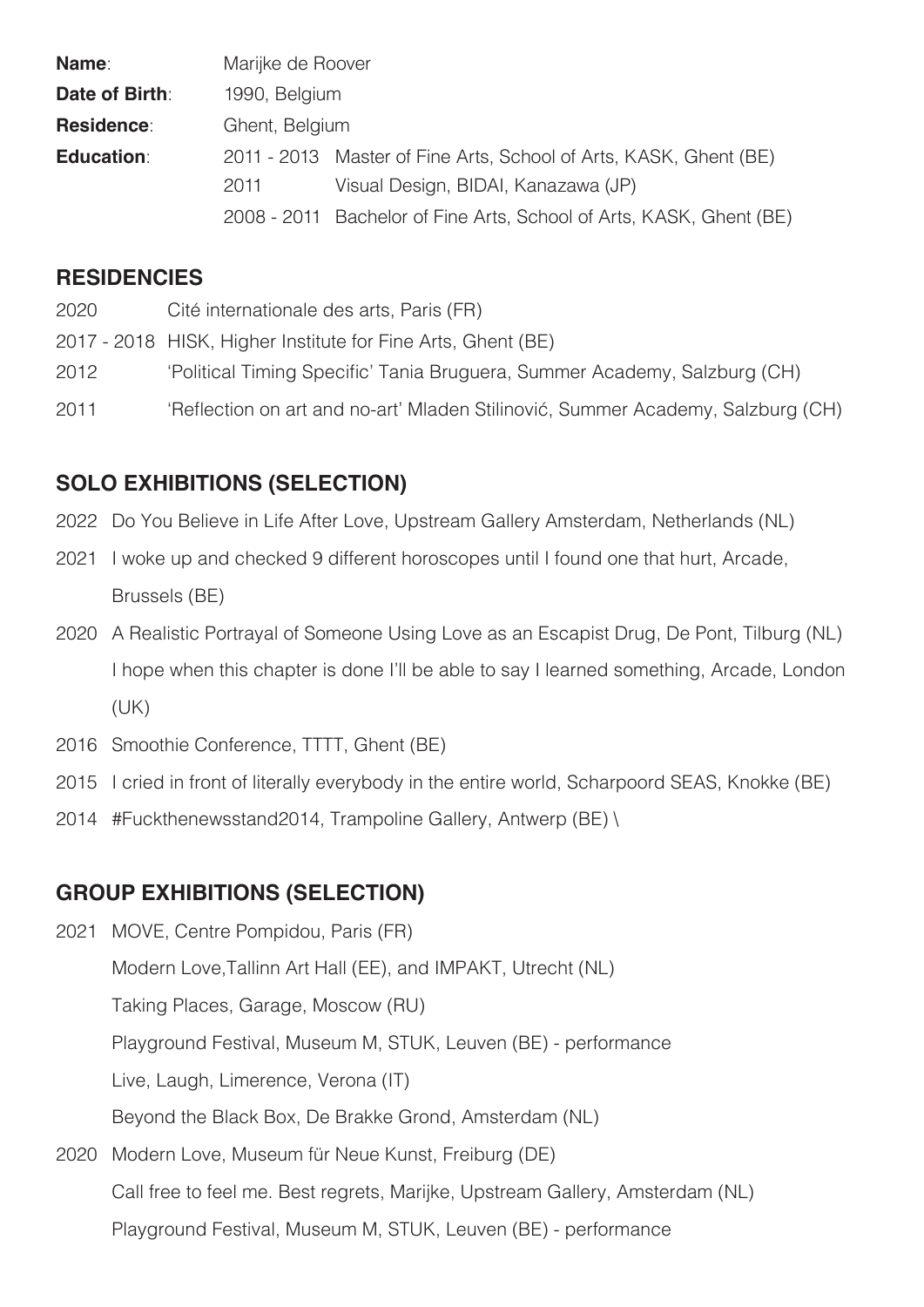**Name**: Marijke de Roover
**Date of Birth**: 1990, Belgium
**Residence**: Ghent, Belgium
**Education**:
2011 - 2013 Master of Fine Arts, School of Arts, KASK, Ghent (BE)
2011 Visual Design, BIDAI, Kanazawa (JP)
2008 - 2011 Bachelor of Fine Arts, School of Arts, KASK, Ghent (BE)

## RESIDENCIES

2020 Cité internationale des arts, Paris (FR)
2017 - 2018 HISK, Higher Institute for Fine Arts, Ghent (BE)
2012 'Political Timing Specific' Tania Bruguera, Summer Academy, Salzburg (CH)
2011 'Reflection on art and no-art' Mladen Stilinović, Summer Academy, Salzburg (CH)

## SOLO EXHIBITIONS (SELECTION)

2022 Do You Believe in Life After Love, Upstream Gallery Amsterdam, Netherlands (NL)
2021 I woke up and checked 9 different horoscopes until I found one that hurt, Arcade, Brussels (BE)
2020 A Realistic Portrayal of Someone Using Love as an Escapist Drug, De Pont, Tilburg (NL)
I hope when this chapter is done I'll be able to say I learned something, Arcade, London (UK)
2016 Smoothie Conference, TTTT, Ghent (BE)
2015 I cried in front of literally everybody in the entire world, Scharpoord SEAS, Knokke (BE)
2014 #Fuckthenewsstand2014, Trampoline Gallery, Antwerp (BE) \

## GROUP EXHIBITIONS (SELECTION)

2021 MOVE, Centre Pompidou, Paris (FR)
Modern Love,Tallinn Art Hall (EE), and IMPAKT, Utrecht (NL)
Taking Places, Garage, Moscow (RU)
Playground Festival, Museum M, STUK, Leuven (BE) - performance
Live, Laugh, Limerence, Verona (IT)
Beyond the Black Box, De Brakke Grond, Amsterdam (NL)
2020 Modern Love, Museum für Neue Kunst, Freiburg (DE)
Call free to feel me. Best regrets, Marijke, Upstream Gallery, Amsterdam (NL)
Playground Festival, Museum M, STUK, Leuven (BE) - performance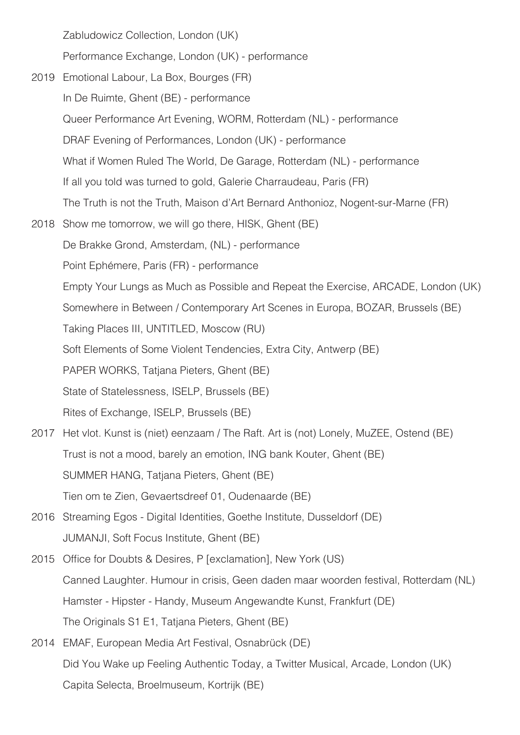Zabludowicz Collection, London (UK)

Performance Exchange, London (UK) - performance

2019 Emotional Labour, La Box, Bourges (FR)

In De Ruimte, Ghent (BE) - performance

Queer Performance Art Evening, WORM, Rotterdam (NL) - performance

DRAF Evening of Performances, London (UK) - performance

What if Women Ruled The World, De Garage, Rotterdam (NL) - performance

If all you told was turned to gold, Galerie Charraudeau, Paris (FR)

The Truth is not the Truth, Maison d'Art Bernard Anthonioz, Nogent-sur-Marne (FR)

2018 Show me tomorrow, we will go there, HISK, Ghent (BE)

De Brakke Grond, Amsterdam, (NL) - performance

Point Ephémere, Paris (FR) - performance

Empty Your Lungs as Much as Possible and Repeat the Exercise, ARCADE, London (UK)

Somewhere in Between / Contemporary Art Scenes in Europa, BOZAR, Brussels (BE)

Taking Places III, UNTITLED, Moscow (RU)

Soft Elements of Some Violent Tendencies, Extra City, Antwerp (BE)

PAPER WORKS, Tatjana Pieters, Ghent (BE)

State of Statelessness, ISELP, Brussels (BE)

Rites of Exchange, ISELP, Brussels (BE)

2017 Het vlot. Kunst is (niet) eenzaam / The Raft. Art is (not) Lonely, MuZEE, Ostend (BE)

Trust is not a mood, barely an emotion, ING bank Kouter, Ghent (BE)

SUMMER HANG, Tatjana Pieters, Ghent (BE)

Tien om te Zien, Gevaertsdreef 01, Oudenaarde (BE)

2016 Streaming Egos - Digital Identities, Goethe Institute, Dusseldorf (DE)

JUMANJI, Soft Focus Institute, Ghent (BE)

2015 Office for Doubts & Desires, P [exclamation], New York (US)

Canned Laughter. Humour in crisis, Geen daden maar woorden festival, Rotterdam (NL)

Hamster - Hipster - Handy, Museum Angewandte Kunst, Frankfurt (DE)

The Originals S1 E1, Tatjana Pieters, Ghent (BE)

2014 EMAF, European Media Art Festival, Osnabrück (DE)

Did You Wake up Feeling Authentic Today, a Twitter Musical, Arcade, London (UK)

Capita Selecta, Broelmuseum, Kortrijk (BE)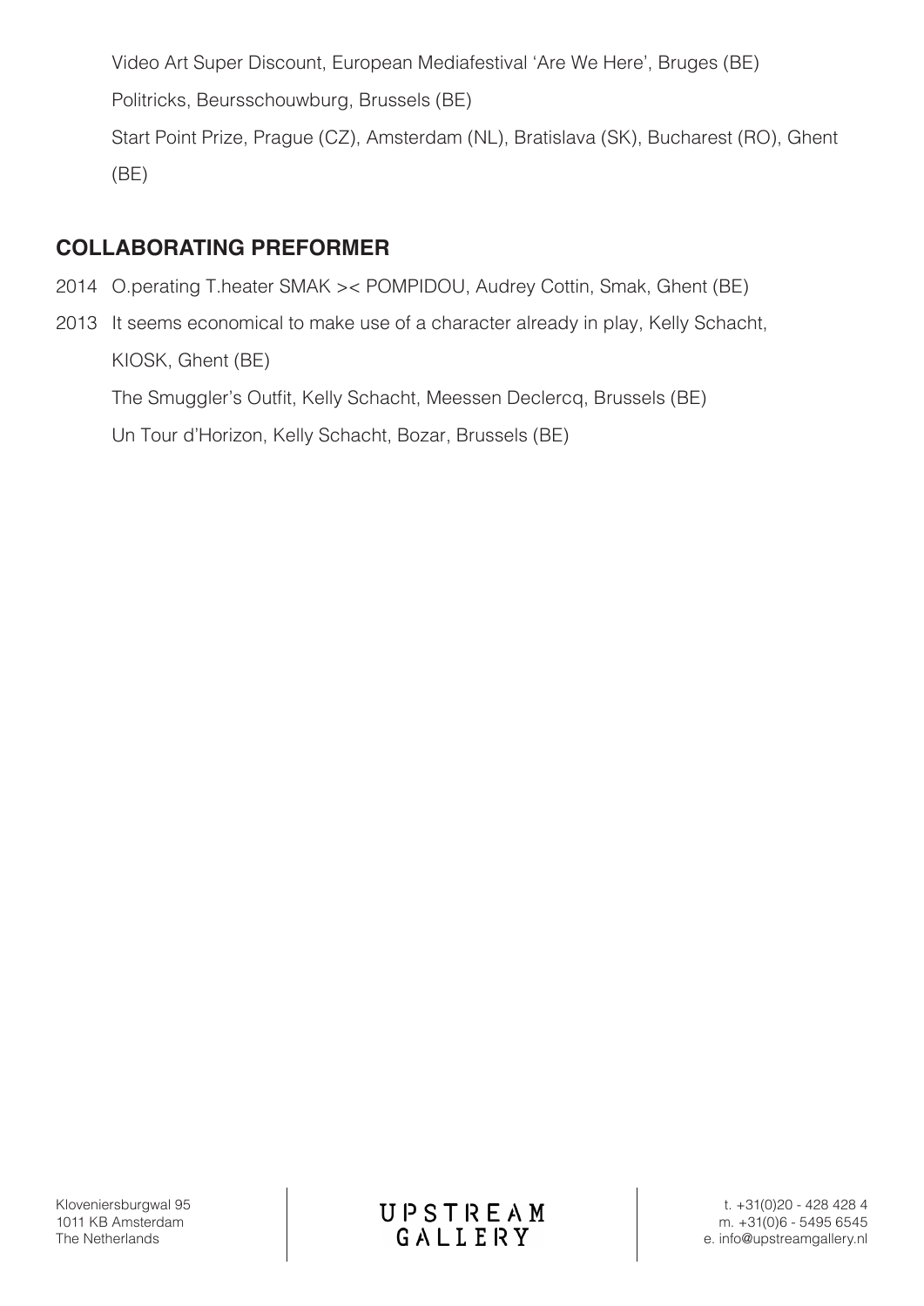Video Art Super Discount, European Mediafestival 'Are We Here', Bruges (BE)

Politricks, Beursschouwburg, Brussels (BE)

Start Point Prize, Prague (CZ), Amsterdam (NL), Bratislava (SK), Bucharest (RO), Ghent (BE)

## COLLABORATING PREFORMER

2014 O.perating T.heater SMAK >< POMPIDOU, Audrey Cottin, Smak, Ghent (BE)

2013 It seems economical to make use of a character already in play, Kelly Schacht, KIOSK, Ghent (BE)

The Smuggler's Outfit, Kelly Schacht, Meessen Declercq, Brussels (BE)

Un Tour d'Horizon, Kelly Schacht, Bozar, Brussels (BE)